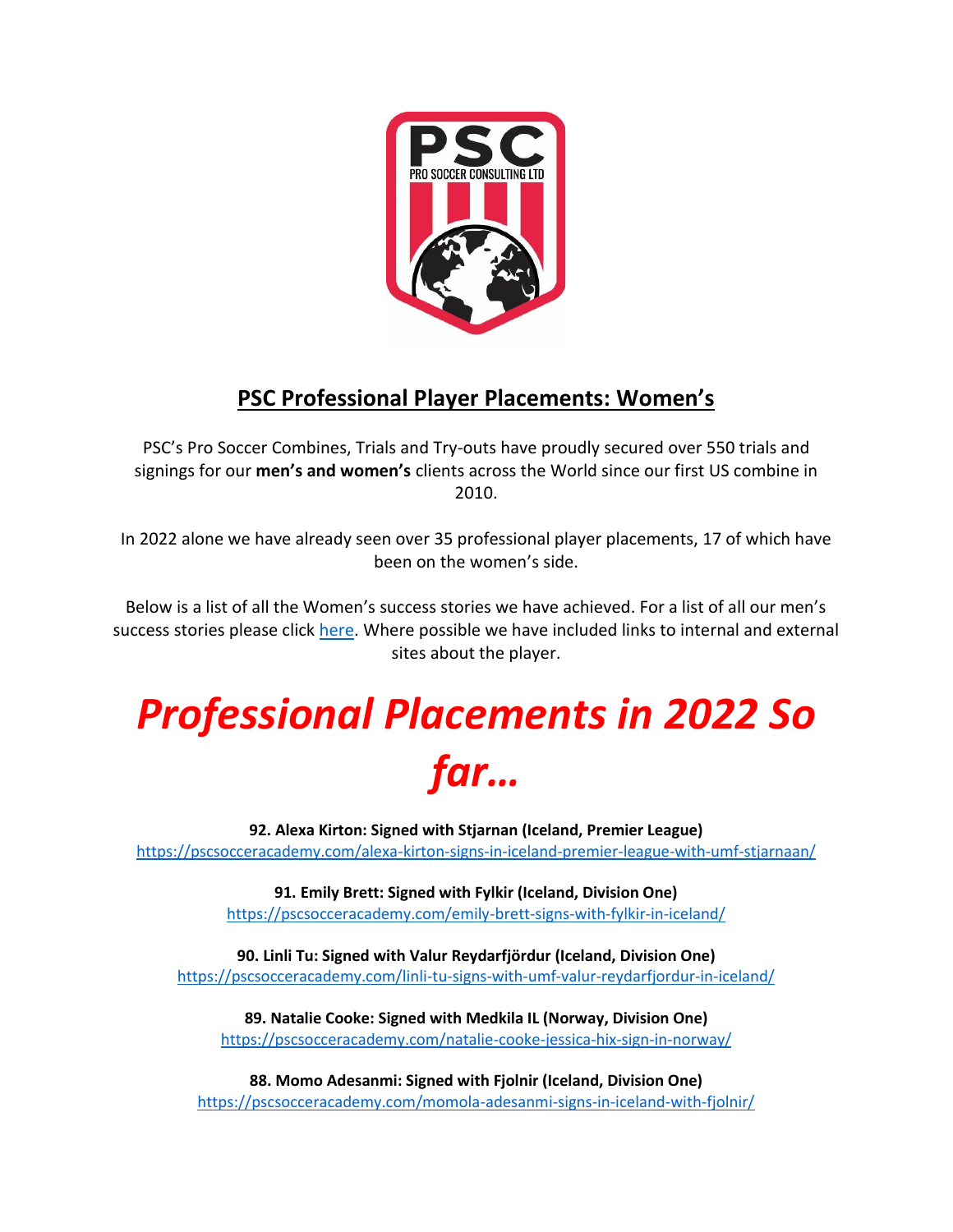## PSC Professional Player Placements: Women's

PSC's Pro Soccer Combines, Trials and Try-outs have proudly secured over 550 trials and signings for our **men's and women's** clients across the World since our first US combine in 2010.

In 2022 alone we have already seen over 35 professional player placements, 17 of which have been on the women's side.

Below is a list of all the Women's success stories we have achieved. For a list of all our men's success stories please click here. Where possible we have included links to internal and external sites about the player.

# *Professional Placements in 2022 So far…*

**92. Alexa Kirton: Signed with Stjarnan (Iceland, Premier League)**
https://pscsocceracademy.com/alexa-kirton-signs-in-iceland-premier-league-with-umf-stjarnaan/

**91. Emily Brett: Signed with Fylkir (Iceland, Division One)**
https://pscsocceracademy.com/emily-brett-signs-with-fylkir-in-iceland/

**90. Linli Tu: Signed with Valur Reydarfjördur (Iceland, Division One)**
https://pscsocceracademy.com/linli-tu-signs-with-umf-valur-reydarfjordur-in-iceland/

**89. Natalie Cooke: Signed with Medkila IL (Norway, Division One)**
https://pscsocceracademy.com/natalie-cooke-jessica-hix-sign-in-norway/

**88. Momo Adesanmi: Signed with Fjolnir (Iceland, Division One)**
https://pscsocceracademy.com/momola-adesanmi-signs-in-iceland-with-fjolnir/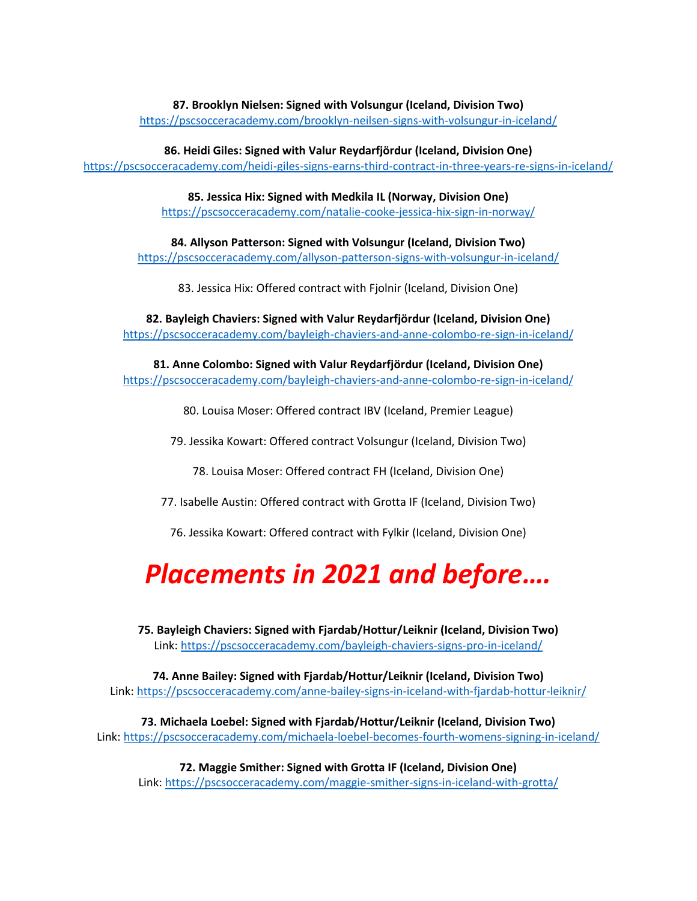**87. Brooklyn Nielsen: Signed with Volsungur (Iceland, Division Two)**
https://pscsocceracademy.com/brooklyn-neilsen-signs-with-volsungur-in-iceland/

**86. Heidi Giles: Signed with Valur Reydarfjördur (Iceland, Division One)**
https://pscsocceracademy.com/heidi-giles-signs-earns-third-contract-in-three-years-re-signs-in-iceland/

**85. Jessica Hix: Signed with Medkila IL (Norway, Division One)**
https://pscsocceracademy.com/natalie-cooke-jessica-hix-sign-in-norway/

**84. Allyson Patterson: Signed with Volsungur (Iceland, Division Two)**
https://pscsocceracademy.com/allyson-patterson-signs-with-volsungur-in-iceland/

83. Jessica Hix: Offered contract with Fjolnir (Iceland, Division One)

**82. Bayleigh Chaviers: Signed with Valur Reydarfjördur (Iceland, Division One)**
https://pscsocceracademy.com/bayleigh-chaviers-and-anne-colombo-re-sign-in-iceland/

**81. Anne Colombo: Signed with Valur Reydarfjördur (Iceland, Division One)**
https://pscsocceracademy.com/bayleigh-chaviers-and-anne-colombo-re-sign-in-iceland/

80. Louisa Moser: Offered contract IBV (Iceland, Premier League)

79. Jessika Kowart: Offered contract Volsungur (Iceland, Division Two)

78. Louisa Moser: Offered contract FH (Iceland, Division One)

77. Isabelle Austin: Offered contract with Grotta IF (Iceland, Division Two)

76. Jessika Kowart: Offered contract with Fylkir (Iceland, Division One)

# *Placements in 2021 and before….*

**75. Bayleigh Chaviers: Signed with Fjardab/Hottur/Leiknir (Iceland, Division Two)**
Link: https://pscsocceracademy.com/bayleigh-chaviers-signs-pro-in-iceland/

**74. Anne Bailey: Signed with Fjardab/Hottur/Leiknir (Iceland, Division Two)**
Link: https://pscsocceracademy.com/anne-bailey-signs-in-iceland-with-fjardab-hottur-leiknir/

**73. Michaela Loebel: Signed with Fjardab/Hottur/Leiknir (Iceland, Division Two)**
Link: https://pscsocceracademy.com/michaela-loebel-becomes-fourth-womens-signing-in-iceland/

**72. Maggie Smither: Signed with Grotta IF (Iceland, Division One)**
Link: https://pscsocceracademy.com/maggie-smither-signs-in-iceland-with-grotta/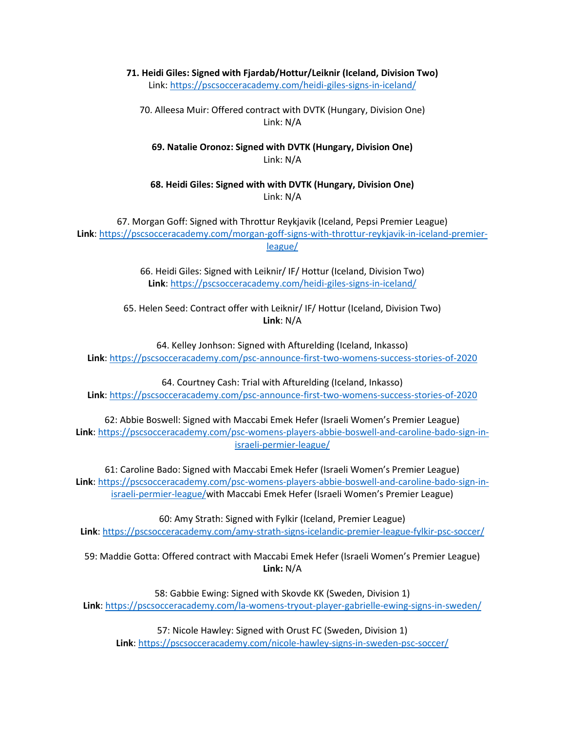**71. Heidi Giles: Signed with Fjardab/Hottur/Leiknir (Iceland, Division Two)**
Link: https://pscsocceracademy.com/heidi-giles-signs-in-iceland/

70. Alleesa Muir: Offered contract with DVTK (Hungary, Division One)
Link: N/A

**69. Natalie Oronoz: Signed with DVTK (Hungary, Division One)**
Link: N/A

**68. Heidi Giles: Signed with with DVTK (Hungary, Division One)**
Link: N/A

67. Morgan Goff: Signed with Throttur Reykjavik (Iceland, Pepsi Premier League)
**Link**: https://pscsocceracademy.com/morgan-goff-signs-with-throttur-reykjavik-in-iceland-premier-league/

66. Heidi Giles: Signed with Leiknir/ IF/ Hottur (Iceland, Division Two)
**Link**: https://pscsocceracademy.com/heidi-giles-signs-in-iceland/

65. Helen Seed: Contract offer with Leiknir/ IF/ Hottur (Iceland, Division Two)
**Link**: N/A

64. Kelley Jonhson: Signed with Afturelding (Iceland, Inkasso)
**Link**: https://pscsocceracademy.com/psc-announce-first-two-womens-success-stories-of-2020

64. Courtney Cash: Trial with Afturelding (Iceland, Inkasso)
**Link**: https://pscsocceracademy.com/psc-announce-first-two-womens-success-stories-of-2020

62: Abbie Boswell: Signed with Maccabi Emek Hefer (Israeli Women's Premier League)
**Link**: https://pscsocceracademy.com/psc-womens-players-abbie-boswell-and-caroline-bado-sign-in-israeli-permier-league/

61: Caroline Bado: Signed with Maccabi Emek Hefer (Israeli Women's Premier League)
**Link**: https://pscsocceracademy.com/psc-womens-players-abbie-boswell-and-caroline-bado-sign-in-israeli-permier-league/with Maccabi Emek Hefer (Israeli Women's Premier League)

60: Amy Strath: Signed with Fylkir (Iceland, Premier League)
**Link**: https://pscsocceracademy.com/amy-strath-signs-icelandic-premier-league-fylkir-psc-soccer/

59: Maddie Gotta: Offered contract with Maccabi Emek Hefer (Israeli Women's Premier League)
**Link:** N/A

58: Gabbie Ewing: Signed with Skovde KK (Sweden, Division 1)
**Link**: https://pscsocceracademy.com/la-womens-tryout-player-gabrielle-ewing-signs-in-sweden/

57: Nicole Hawley: Signed with Orust FC (Sweden, Division 1)
**Link**: https://pscsocceracademy.com/nicole-hawley-signs-in-sweden-psc-soccer/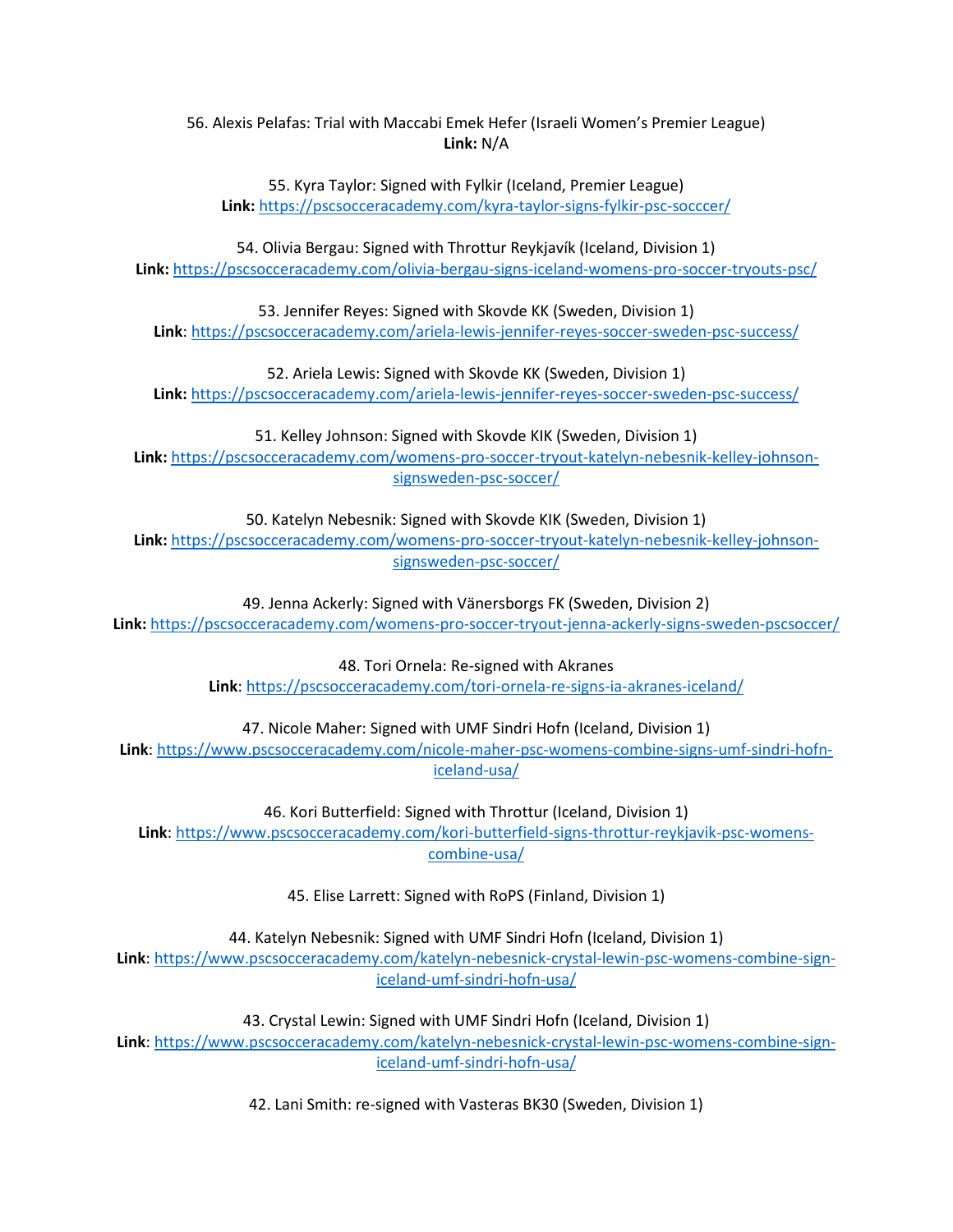56. Alexis Pelafas: Trial with Maccabi Emek Hefer (Israeli Women's Premier League)
**Link:** N/A

55. Kyra Taylor: Signed with Fylkir (Iceland, Premier League)
**Link:** https://pscsocceracademy.com/kyra-taylor-signs-fylkir-psc-socccer/

54. Olivia Bergau: Signed with Throttur Reykjavík (Iceland, Division 1)
**Link:** https://pscsocceracademy.com/olivia-bergau-signs-iceland-womens-pro-soccer-tryouts-psc/

53. Jennifer Reyes: Signed with Skovde KK (Sweden, Division 1)
**Link**: https://pscsocceracademy.com/ariela-lewis-jennifer-reyes-soccer-sweden-psc-success/

52. Ariela Lewis: Signed with Skovde KK (Sweden, Division 1)
**Link:** https://pscsocceracademy.com/ariela-lewis-jennifer-reyes-soccer-sweden-psc-success/

51. Kelley Johnson: Signed with Skovde KIK (Sweden, Division 1)
**Link:** https://pscsocceracademy.com/womens-pro-soccer-tryout-katelyn-nebesnik-kelley-johnson-signsweden-psc-soccer/

50. Katelyn Nebesnik: Signed with Skovde KIK (Sweden, Division 1)
**Link:** https://pscsocceracademy.com/womens-pro-soccer-tryout-katelyn-nebesnik-kelley-johnson-signsweden-psc-soccer/

49. Jenna Ackerly: Signed with Vänersborgs FK (Sweden, Division 2)
**Link:** https://pscsocceracademy.com/womens-pro-soccer-tryout-jenna-ackerly-signs-sweden-pscsoccer/

48. Tori Ornela: Re-signed with Akranes
**Link**: https://pscsocceracademy.com/tori-ornela-re-signs-ia-akranes-iceland/

47. Nicole Maher: Signed with UMF Sindri Hofn (Iceland, Division 1)
**Link**: https://www.pscsocceracademy.com/nicole-maher-psc-womens-combine-signs-umf-sindri-hofn-iceland-usa/

46. Kori Butterfield: Signed with Throttur (Iceland, Division 1)
**Link**: https://www.pscsocceracademy.com/kori-butterfield-signs-throttur-reykjavik-psc-womens-combine-usa/

45. Elise Larrett: Signed with RoPS (Finland, Division 1)

44. Katelyn Nebesnik: Signed with UMF Sindri Hofn (Iceland, Division 1)
**Link**: https://www.pscsocceracademy.com/katelyn-nebesnick-crystal-lewin-psc-womens-combine-sign-iceland-umf-sindri-hofn-usa/

43. Crystal Lewin: Signed with UMF Sindri Hofn (Iceland, Division 1)
**Link**: https://www.pscsocceracademy.com/katelyn-nebesnick-crystal-lewin-psc-womens-combine-sign-iceland-umf-sindri-hofn-usa/

42. Lani Smith: re-signed with Vasteras BK30 (Sweden, Division 1)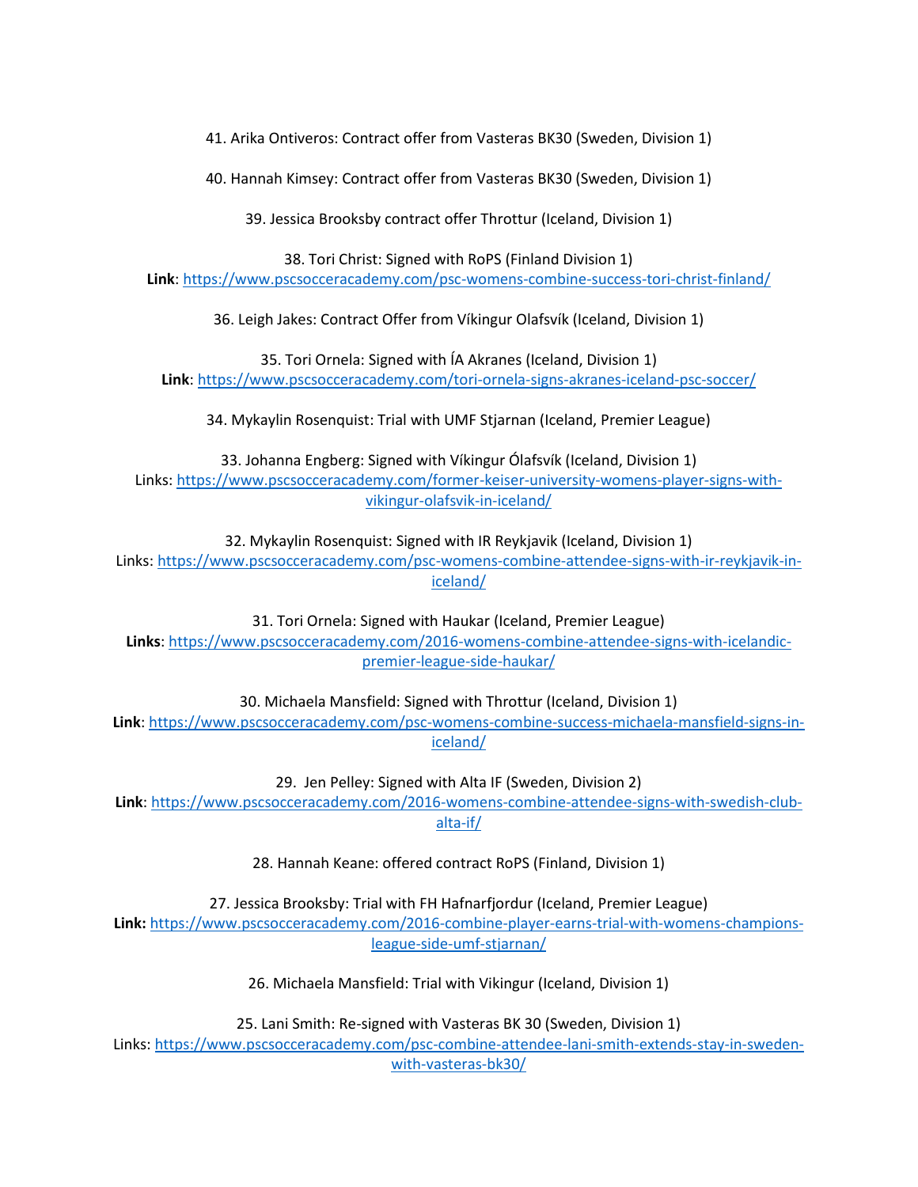41. Arika Ontiveros: Contract offer from Vasteras BK30 (Sweden, Division 1)

40. Hannah Kimsey: Contract offer from Vasteras BK30 (Sweden, Division 1)

39. Jessica Brooksby contract offer Throttur (Iceland, Division 1)

38. Tori Christ: Signed with RoPS (Finland Division 1)
**Link**: https://www.pscsocceracademy.com/psc-womens-combine-success-tori-christ-finland/

36. Leigh Jakes: Contract Offer from Víkingur Olafsvík (Iceland, Division 1)

35. Tori Ornela: Signed with ÍA Akranes (Iceland, Division 1)
**Link**: https://www.pscsocceracademy.com/tori-ornela-signs-akranes-iceland-psc-soccer/

34. Mykaylin Rosenquist: Trial with UMF Stjarnan (Iceland, Premier League)

33. Johanna Engberg: Signed with Víkingur Ólafsvík (Iceland, Division 1)
Links: https://www.pscsocceracademy.com/former-keiser-university-womens-player-signs-with-vikingur-olafsvik-in-iceland/

32. Mykaylin Rosenquist: Signed with IR Reykjavik (Iceland, Division 1)
Links: https://www.pscsocceracademy.com/psc-womens-combine-attendee-signs-with-ir-reykjavik-in-iceland/

31. Tori Ornela: Signed with Haukar (Iceland, Premier League)
**Links**: https://www.pscsocceracademy.com/2016-womens-combine-attendee-signs-with-icelandic-premier-league-side-haukar/

30. Michaela Mansfield: Signed with Throttur (Iceland, Division 1)
**Link**: https://www.pscsocceracademy.com/psc-womens-combine-success-michaela-mansfield-signs-in-iceland/

29. Jen Pelley: Signed with Alta IF (Sweden, Division 2)
**Link**: https://www.pscsocceracademy.com/2016-womens-combine-attendee-signs-with-swedish-club-alta-if/

28. Hannah Keane: offered contract RoPS (Finland, Division 1)

27. Jessica Brooksby: Trial with FH Hafnarfjordur (Iceland, Premier League)
**Link:** https://www.pscsocceracademy.com/2016-combine-player-earns-trial-with-womens-champions-league-side-umf-stjarnan/

26. Michaela Mansfield: Trial with Vikingur (Iceland, Division 1)

25. Lani Smith: Re-signed with Vasteras BK 30 (Sweden, Division 1)
Links: https://www.pscsocceracademy.com/psc-combine-attendee-lani-smith-extends-stay-in-sweden-with-vasteras-bk30/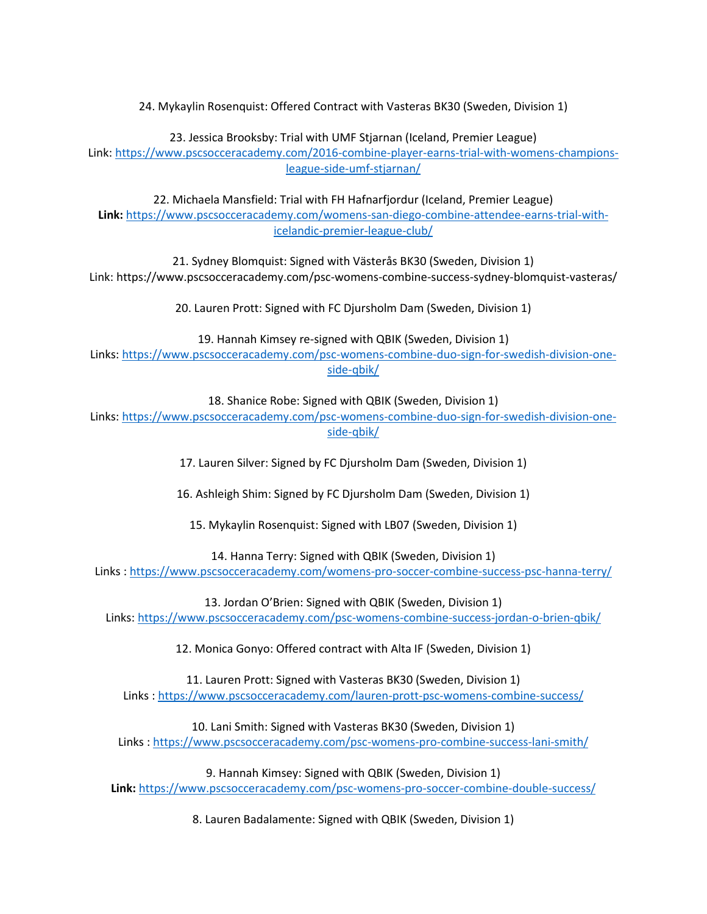24. Mykaylin Rosenquist: Offered Contract with Vasteras BK30 (Sweden, Division 1)

23. Jessica Brooksby: Trial with UMF Stjarnan (Iceland, Premier League)
Link: https://www.pscsocceracademy.com/2016-combine-player-earns-trial-with-womens-champions-league-side-umf-stjarnan/

22. Michaela Mansfield: Trial with FH Hafnarfjordur (Iceland, Premier League)
**Link:** https://www.pscsocceracademy.com/womens-san-diego-combine-attendee-earns-trial-with-icelandic-premier-league-club/

21. Sydney Blomquist: Signed with Västerås BK30 (Sweden, Division 1)
Link: https://www.pscsocceracademy.com/psc-womens-combine-success-sydney-blomquist-vasteras/

20. Lauren Prott: Signed with FC Djursholm Dam (Sweden, Division 1)

19. Hannah Kimsey re-signed with QBIK (Sweden, Division 1)
Links: https://www.pscsocceracademy.com/psc-womens-combine-duo-sign-for-swedish-division-one-side-qbik/

18. Shanice Robe: Signed with QBIK (Sweden, Division 1)
Links: https://www.pscsocceracademy.com/psc-womens-combine-duo-sign-for-swedish-division-one-side-qbik/

17. Lauren Silver: Signed by FC Djursholm Dam (Sweden, Division 1)

16. Ashleigh Shim: Signed by FC Djursholm Dam (Sweden, Division 1)

15. Mykaylin Rosenquist: Signed with LB07 (Sweden, Division 1)

14. Hanna Terry: Signed with QBIK (Sweden, Division 1)
Links : https://www.pscsocceracademy.com/womens-pro-soccer-combine-success-psc-hanna-terry/

13. Jordan O'Brien: Signed with QBIK (Sweden, Division 1)
Links: https://www.pscsocceracademy.com/psc-womens-combine-success-jordan-o-brien-qbik/

12. Monica Gonyo: Offered contract with Alta IF (Sweden, Division 1)

11. Lauren Prott: Signed with Vasteras BK30 (Sweden, Division 1)
Links : https://www.pscsocceracademy.com/lauren-prott-psc-womens-combine-success/

10. Lani Smith: Signed with Vasteras BK30 (Sweden, Division 1)
Links : https://www.pscsocceracademy.com/psc-womens-pro-combine-success-lani-smith/

9. Hannah Kimsey: Signed with QBIK (Sweden, Division 1)
**Link:** https://www.pscsocceracademy.com/psc-womens-pro-soccer-combine-double-success/

8. Lauren Badalamente: Signed with QBIK (Sweden, Division 1)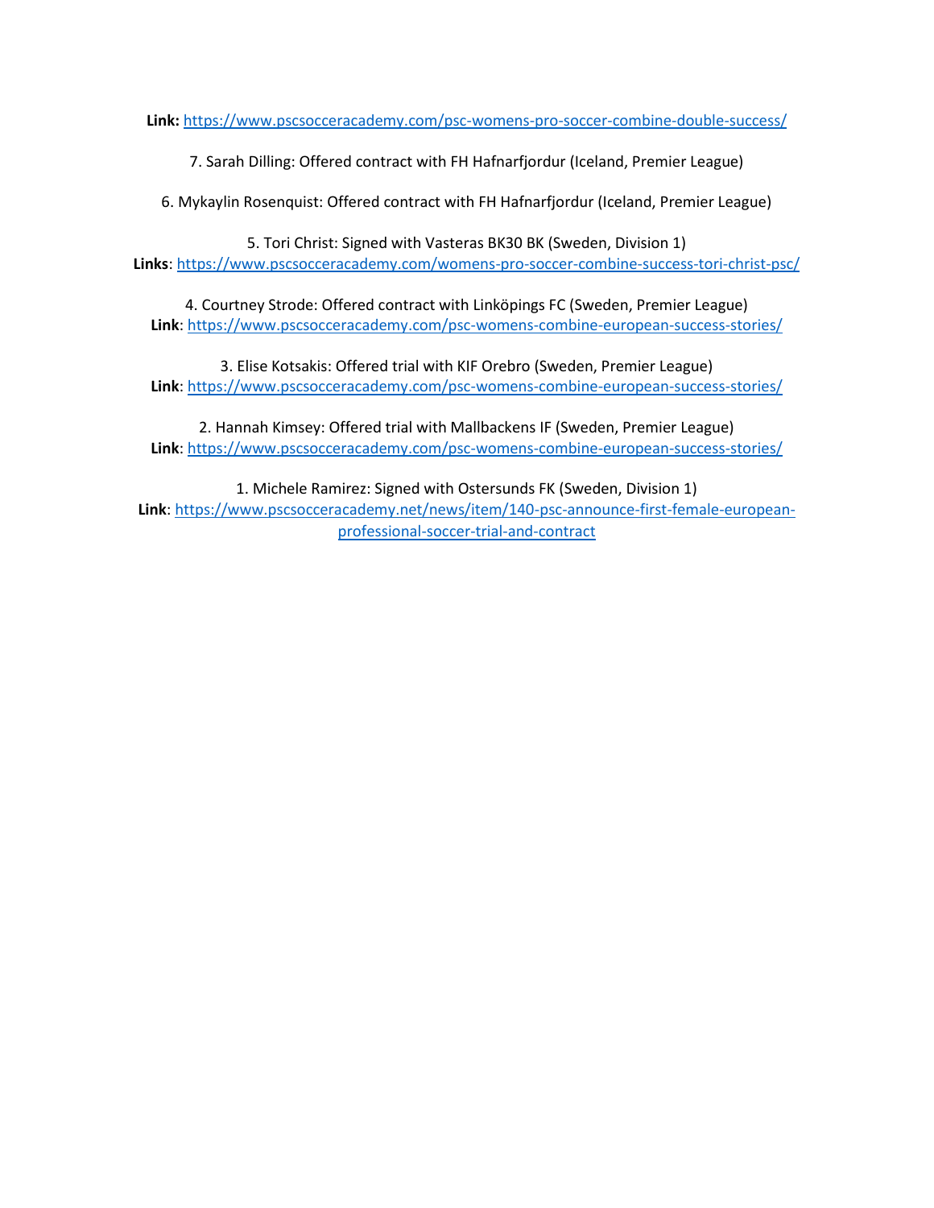**Link:** https://www.pscsocceracademy.com/psc-womens-pro-soccer-combine-double-success/

7. Sarah Dilling: Offered contract with FH Hafnarfjordur (Iceland, Premier League)

6. Mykaylin Rosenquist: Offered contract with FH Hafnarfjordur (Iceland, Premier League)

5. Tori Christ: Signed with Vasteras BK30 BK (Sweden, Division 1)
**Links**: https://www.pscsocceracademy.com/womens-pro-soccer-combine-success-tori-christ-psc/

4. Courtney Strode: Offered contract with Linköpings FC (Sweden, Premier League)
**Link**: https://www.pscsocceracademy.com/psc-womens-combine-european-success-stories/

3. Elise Kotsakis: Offered trial with KIF Orebro (Sweden, Premier League)
**Link**: https://www.pscsocceracademy.com/psc-womens-combine-european-success-stories/

2. Hannah Kimsey: Offered trial with Mallbackens IF (Sweden, Premier League)
**Link**: https://www.pscsocceracademy.com/psc-womens-combine-european-success-stories/

1. Michele Ramirez: Signed with Ostersunds FK (Sweden, Division 1)
**Link**: https://www.pscsocceracademy.net/news/item/140-psc-announce-first-female-european-professional-soccer-trial-and-contract